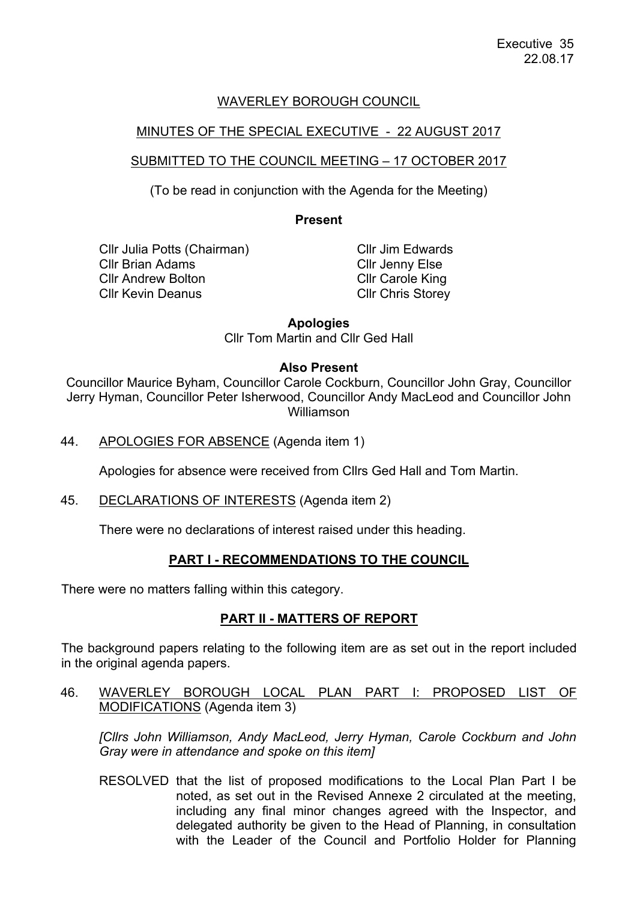# WAVERLEY BOROUGH COUNCIL

## MINUTES OF THE SPECIAL EXECUTIVE - 22 AUGUST 2017

## SUBMITTED TO THE COUNCIL MEETING – 17 OCTOBER 2017

(To be read in conjunction with the Agenda for the Meeting)

**Present**

Cllr Julia Potts (Chairman)
Cllr Brian Adams
Cllr Andrew Bolton
Cllr Kevin Deanus
Cllr Jim Edwards
Cllr Jenny Else
Cllr Carole King
Cllr Chris Storey

**Apologies**

Cllr Tom Martin and Cllr Ged Hall

**Also Present**

Councillor Maurice Byham, Councillor Carole Cockburn, Councillor John Gray, Councillor Jerry Hyman, Councillor Peter Isherwood, Councillor Andy MacLeod and Councillor John Williamson

44. APOLOGIES FOR ABSENCE (Agenda item 1)

 Apologies for absence were received from Cllrs Ged Hall and Tom Martin.

45. DECLARATIONS OF INTERESTS (Agenda item 2)

 There were no declarations of interest raised under this heading.

## PART I - RECOMMENDATIONS TO THE COUNCIL

There were no matters falling within this category.

## PART II - MATTERS OF REPORT

The background papers relating to the following item are as set out in the report included in the original agenda papers.

46. WAVERLEY BOROUGH LOCAL PLAN PART I: PROPOSED LIST OF MODIFICATIONS (Agenda item 3)

 *[Cllrs John Williamson, Andy MacLeod, Jerry Hyman, Carole Cockburn and John Gray were in attendance and spoke on this item]*

 RESOLVED that the list of proposed modifications to the Local Plan Part I be noted, as set out in the Revised Annexe 2 circulated at the meeting, including any final minor changes agreed with the Inspector, and delegated authority be given to the Head of Planning, in consultation with the Leader of the Council and Portfolio Holder for Planning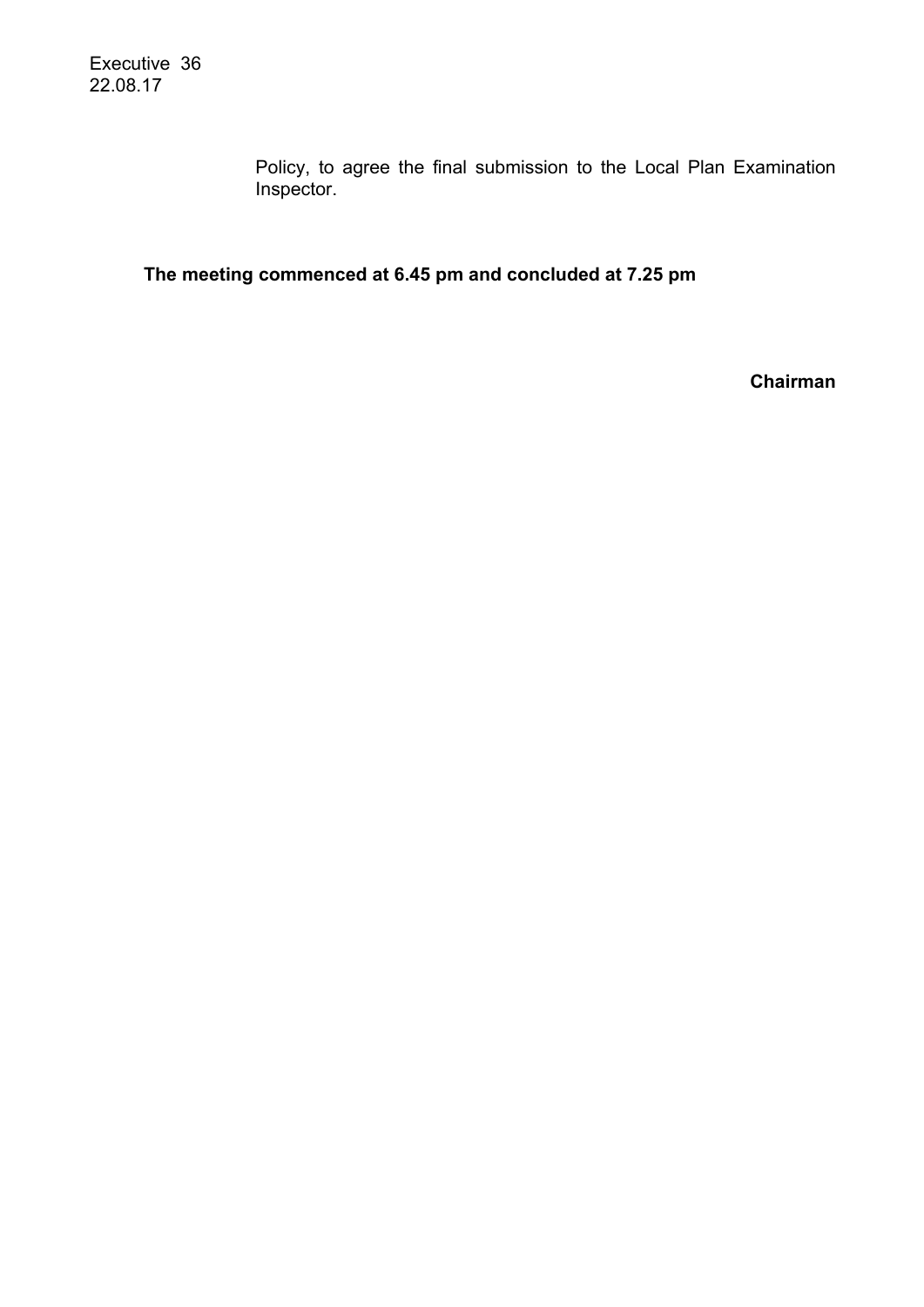Policy, to agree the final submission to the Local Plan Examination Inspector.

**The meeting commenced at 6.45 pm and concluded at 7.25 pm**

**Chairman**